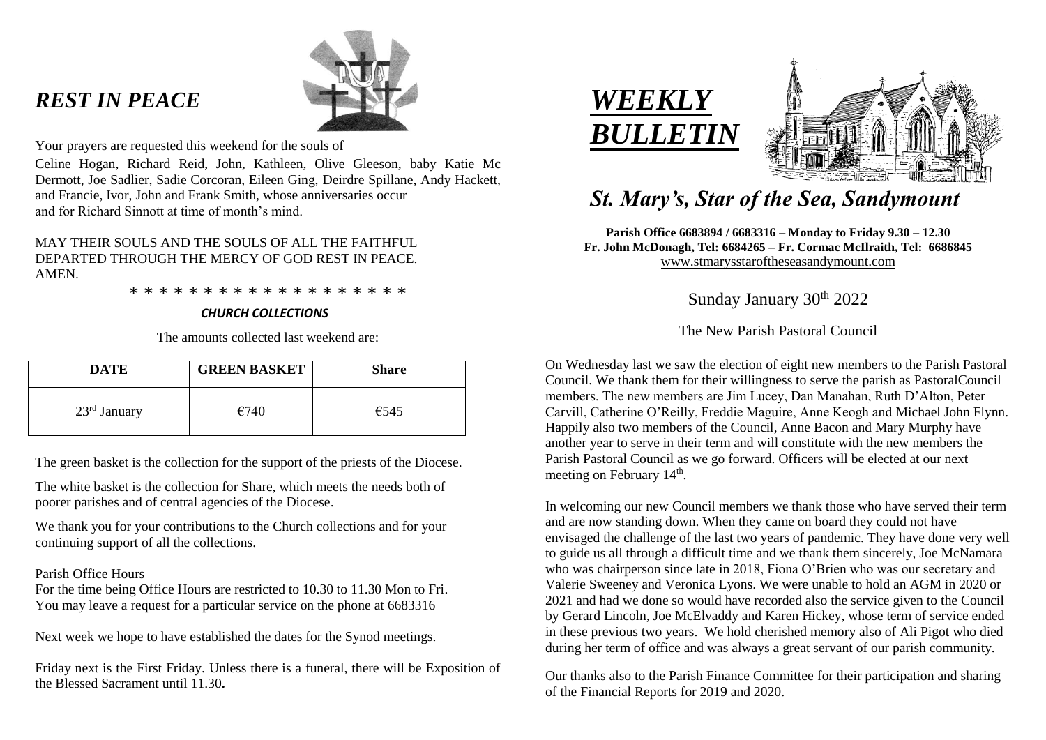# *REST IN PEACE*

Your prayers are requested this weekend for the souls of

Celine Hogan, Richard Reid, John, Kathleen, Olive Gleeson, baby Katie Mc Dermott, Joe Sadlier, Sadie Corcoran, Eileen Ging, Deirdre Spillane, Andy Hackett, and Francie, Ivor, John and Frank Smith, whose anniversaries occur and for Richard Sinnott at time of month's mind.

MAY THEIR SOULS AND THE SOULS OF ALL THE FAITHFUL DEPARTED THROUGH THE MERCY OF GOD REST IN PEACE. AMEN.

\* \* \* \* \* \* \* \* \* \* \* \* \* \* \* \* \* \* \*

### *CHURCH COLLECTIONS*

The amounts collected last weekend are:

| DATE | GREEN BASKET | Share |
|---|---|---|
| 23rd January | €740 | €545 |

The green basket is the collection for the support of the priests of the Diocese.

The white basket is the collection for Share, which meets the needs both of poorer parishes and of central agencies of the Diocese.

We thank you for your contributions to the Church collections and for your continuing support of all the collections.

Parish Office Hours

For the time being Office Hours are restricted to 10.30 to 11.30 Mon to Fri. You may leave a request for a particular service on the phone at 6683316

Next week we hope to have established the dates for the Synod meetings.

Friday next is the First Friday. Unless there is a funeral, there will be Exposition of the Blessed Sacrament until 11.30**.**

# *WEEKLY BULLETIN*

## *St. Mary's, Star of the Sea, Sandymount*

**Parish Office 6683894 / 6683316 – Monday to Friday 9.30 – 12.30**
**Fr. John McDonagh, Tel: 6684265 – Fr. Cormac McIlraith, Tel: 6686845**
www.stmarysstaroftheseasandymount.com

Sunday January 30th 2022

The New Parish Pastoral Council

On Wednesday last we saw the election of eight new members to the Parish Pastoral Council. We thank them for their willingness to serve the parish as PastoralCouncil members. The new members are Jim Lucey, Dan Manahan, Ruth D'Alton, Peter Carvill, Catherine O'Reilly, Freddie Maguire, Anne Keogh and Michael John Flynn. Happily also two members of the Council, Anne Bacon and Mary Murphy have another year to serve in their term and will constitute with the new members the Parish Pastoral Council as we go forward. Officers will be elected at our next meeting on February 14th.

In welcoming our new Council members we thank those who have served their term and are now standing down. When they came on board they could not have envisaged the challenge of the last two years of pandemic. They have done very well to guide us all through a difficult time and we thank them sincerely, Joe McNamara who was chairperson since late in 2018, Fiona O'Brien who was our secretary and Valerie Sweeney and Veronica Lyons. We were unable to hold an AGM in 2020 or 2021 and had we done so would have recorded also the service given to the Council by Gerard Lincoln, Joe McElvaddy and Karen Hickey, whose term of service ended in these previous two years. We hold cherished memory also of Ali Pigot who died during her term of office and was always a great servant of our parish community.

Our thanks also to the Parish Finance Committee for their participation and sharing of the Financial Reports for 2019 and 2020.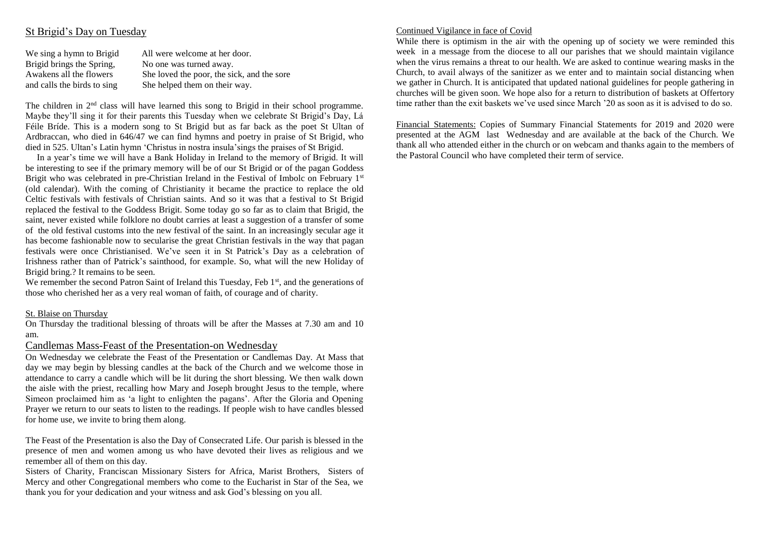## St Brigid's Day on Tuesday

| | |
|---|---|
| We sing a hymn to Brigid | All were welcome at her door. |
| Brigid brings the Spring, | No one was turned away. |
| Awakens all the flowers | She loved the poor, the sick, and the sore |
| and calls the birds to sing | She helped them on their way. |

The children in 2nd class will have learned this song to Brigid in their school programme. Maybe they'll sing it for their parents this Tuesday when we celebrate St Brigid's Day, Lá Féile Bríde. This is a modern song to St Brigid but as far back as the poet St Ultan of Ardbraccan, who died in 646/47 we can find hymns and poetry in praise of St Brigid, who died in 525. Ultan's Latin hymn 'Christus in nostra insula'sings the praises of St Brigid.

In a year's time we will have a Bank Holiday in Ireland to the memory of Brigid. It will be interesting to see if the primary memory will be of our St Brigid or of the pagan Goddess Brigit who was celebrated in pre-Christian Ireland in the Festival of Imbolc on February 1st (old calendar). With the coming of Christianity it became the practice to replace the old Celtic festivals with festivals of Christian saints. And so it was that a festival to St Brigid replaced the festival to the Goddess Brigit. Some today go so far as to claim that Brigid, the saint, never existed while folklore no doubt carries at least a suggestion of a transfer of some of the old festival customs into the new festival of the saint. In an increasingly secular age it has become fashionable now to secularise the great Christian festivals in the way that pagan festivals were once Christianised. We've seen it in St Patrick's Day as a celebration of Irishness rather than of Patrick's sainthood, for example. So, what will the new Holiday of Brigid bring.? It remains to be seen.

We remember the second Patron Saint of Ireland this Tuesday, Feb 1st, and the generations of those who cherished her as a very real woman of faith, of courage and of charity.

### St. Blaise on Thursday

On Thursday the traditional blessing of throats will be after the Masses at 7.30 am and 10 am.

## Candlemas Mass-Feast of the Presentation-on Wednesday

On Wednesday we celebrate the Feast of the Presentation or Candlemas Day. At Mass that day we may begin by blessing candles at the back of the Church and we welcome those in attendance to carry a candle which will be lit during the short blessing. We then walk down the aisle with the priest, recalling how Mary and Joseph brought Jesus to the temple, where Simeon proclaimed him as 'a light to enlighten the pagans'. After the Gloria and Opening Prayer we return to our seats to listen to the readings. If people wish to have candles blessed for home use, we invite to bring them along.

The Feast of the Presentation is also the Day of Consecrated Life. Our parish is blessed in the presence of men and women among us who have devoted their lives as religious and we remember all of them on this day.

Sisters of Charity, Franciscan Missionary Sisters for Africa, Marist Brothers, Sisters of Mercy and other Congregational members who come to the Eucharist in Star of the Sea, we thank you for your dedication and your witness and ask God's blessing on you all.

### Continued Vigilance in face of Covid

While there is optimism in the air with the opening up of society we were reminded this week in a message from the diocese to all our parishes that we should maintain vigilance when the virus remains a threat to our health. We are asked to continue wearing masks in the Church, to avail always of the sanitizer as we enter and to maintain social distancing when we gather in Church. It is anticipated that updated national guidelines for people gathering in churches will be given soon. We hope also for a return to distribution of baskets at Offertory time rather than the exit baskets we've used since March '20 as soon as it is advised to do so.

Financial Statements: Copies of Summary Financial Statements for 2019 and 2020 were presented at the AGM last Wednesday and are available at the back of the Church. We thank all who attended either in the church or on webcam and thanks again to the members of the Pastoral Council who have completed their term of service.